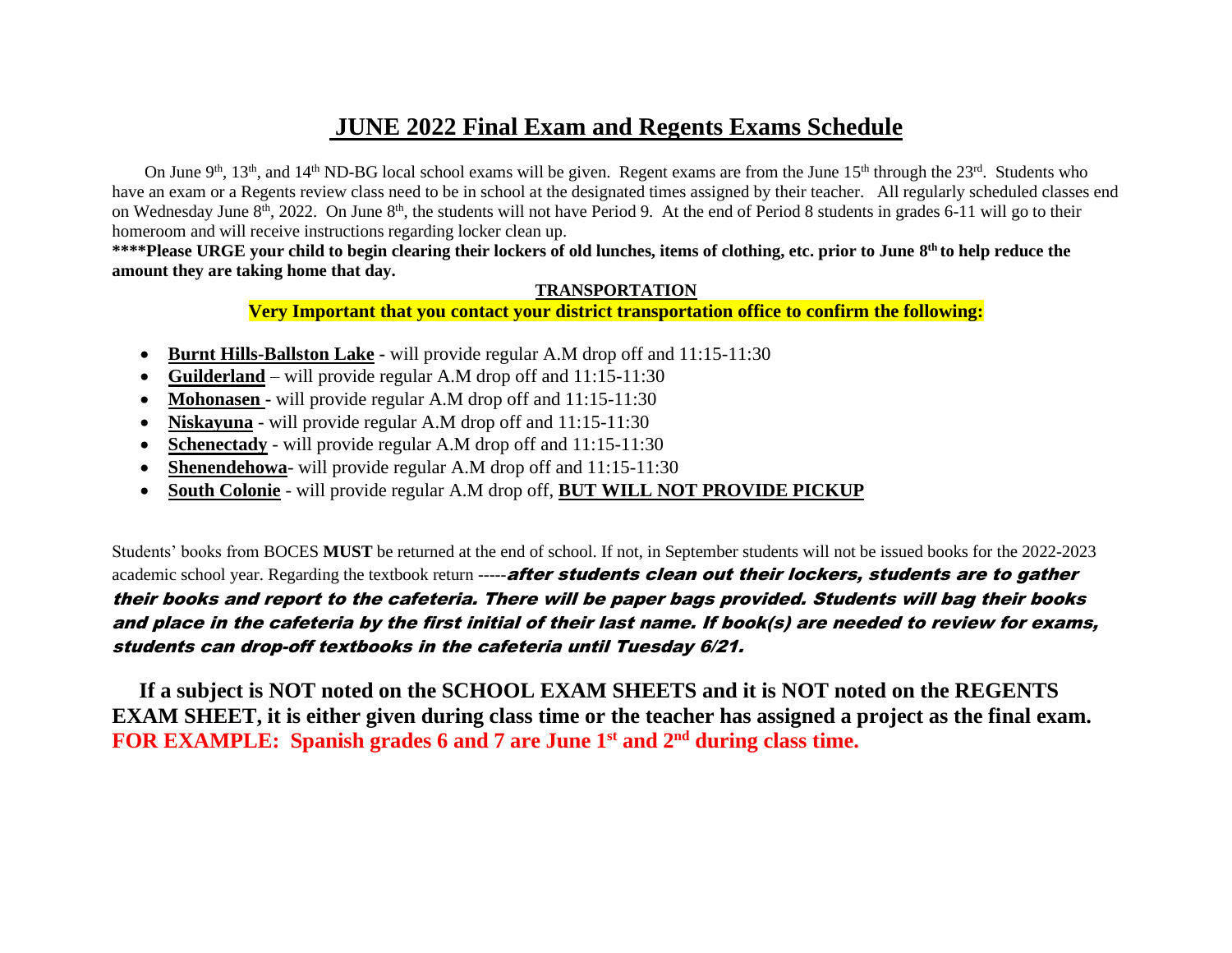# JUNE 2022 Final Exam and Regents Exams Schedule

On June 9th, 13th, and 14th ND-BG local school exams will be given. Regent exams are from the June 15th through the 23rd. Students who have an exam or a Regents review class need to be in school at the designated times assigned by their teacher. All regularly scheduled classes end on Wednesday June 8th, 2022. On June 8th, the students will not have Period 9. At the end of Period 8 students in grades 6-11 will go to their homeroom and will receive instructions regarding locker clean up.

**\*\*\*\*Please URGE your child to begin clearing their lockers of old lunches, items of clothing, etc. prior to June 8th to help reduce the amount they are taking home that day.**

**TRANSPORTATION**

**Very Important that you contact your district transportation office to confirm the following:**

- **Burnt Hills-Ballston Lake** - will provide regular A.M drop off and 11:15-11:30
- **Guilderland** – will provide regular A.M drop off and 11:15-11:30
- **Mohonasen** - will provide regular A.M drop off and 11:15-11:30
- **Niskayuna** - will provide regular A.M drop off and 11:15-11:30
- **Schenectady** - will provide regular A.M drop off and 11:15-11:30
- **Shenendehowa**- will provide regular A.M drop off and 11:15-11:30
- **South Colonie** - will provide regular A.M drop off, **BUT WILL NOT PROVIDE PICKUP**

Students' books from BOCES **MUST** be returned at the end of school. If not, in September students will not be issued books for the 2022-2023 academic school year. Regarding the textbook return -----***after students clean out their lockers, students are to gather their books and report to the cafeteria. There will be paper bags provided. Students will bag their books and place in the cafeteria by the first initial of their last name. If book(s) are needed to review for exams, students can drop-off textbooks in the cafeteria until Tuesday 6/21.***

**If a subject is NOT noted on the SCHOOL EXAM SHEETS and it is NOT noted on the REGENTS EXAM SHEET, it is either given during class time or the teacher has assigned a project as the final exam. FOR EXAMPLE: Spanish grades 6 and 7 are June 1st and 2nd during class time.**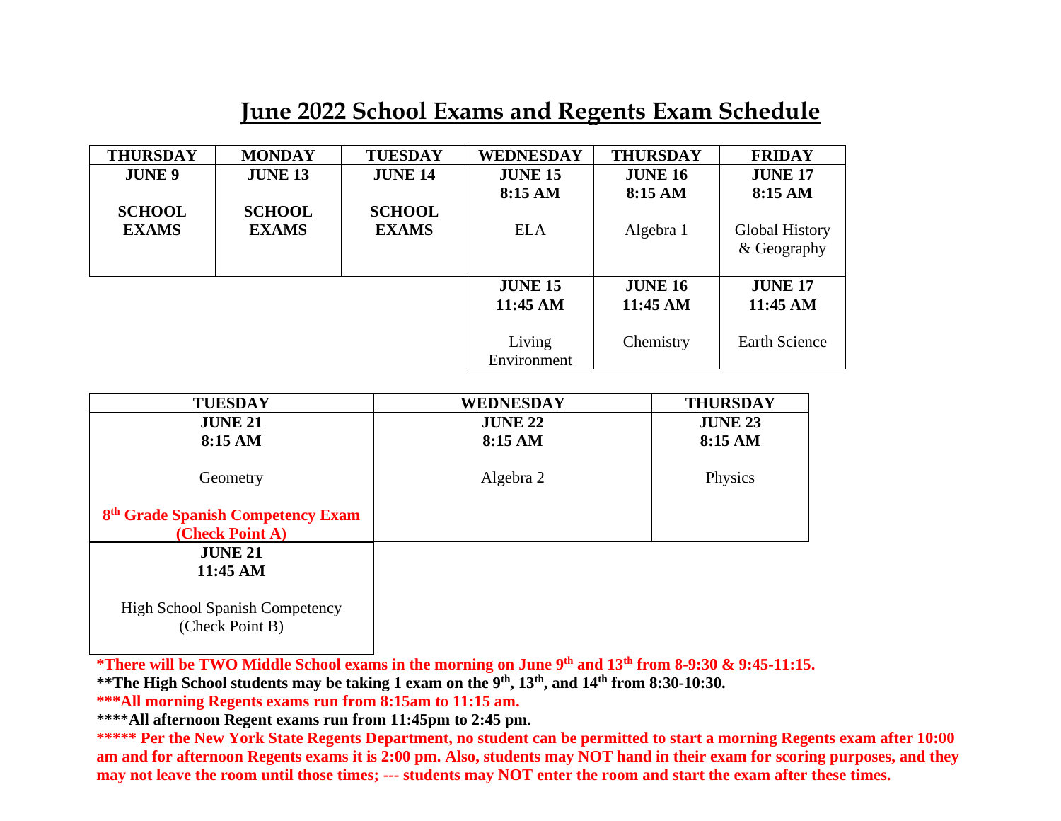# June 2022 School Exams and Regents Exam Schedule

| THURSDAY | MONDAY | TUESDAY | WEDNESDAY | THURSDAY | FRIDAY |
|---|---|---|---|---|---|
| **JUNE 9**<br><br>**SCHOOL EXAMS** | **JUNE 13**<br><br>**SCHOOL EXAMS** | **JUNE 14**<br><br>**SCHOOL EXAMS** | **JUNE 15**<br>**8:15 AM**<br><br>ELA | **JUNE 16**<br>**8:15 AM**<br><br>Algebra 1 | **JUNE 17**<br>**8:15 AM**<br><br>Global History & Geography |
| | | | **JUNE 15**<br>**11:45 AM**<br><br>Living Environment | **JUNE 16**<br>**11:45 AM**<br><br>Chemistry | **JUNE 17**<br>**11:45 AM**<br><br>Earth Science |

| TUESDAY | WEDNESDAY | THURSDAY |
|---|---|---|
| **JUNE 21**<br>**8:15 AM**<br><br>Geometry<br><br>**8th Grade Spanish Competency Exam (Check Point A)** | **JUNE 22**<br>**8:15 AM**<br><br>Algebra 2 | **JUNE 23**<br>**8:15 AM**<br><br>Physics |
| **JUNE 21**<br>**11:45 AM**<br><br>High School Spanish Competency (Check Point B) | | |

**\*There will be TWO Middle School exams in the morning on June 9th and 13th from 8-9:30 & 9:45-11:15.**

**\*\*The High School students may be taking 1 exam on the 9th, 13th, and 14th from 8:30-10:30.**

**\*\*\*All morning Regents exams run from 8:15am to 11:15 am.**

**\*\*\*\*All afternoon Regent exams run from 11:45pm to 2:45 pm.**

**\*\*\*\*\* Per the New York State Regents Department, no student can be permitted to start a morning Regents exam after 10:00 am and for afternoon Regents exams it is 2:00 pm. Also, students may NOT hand in their exam for scoring purposes, and they may not leave the room until those times; --- students may NOT enter the room and start the exam after these times.**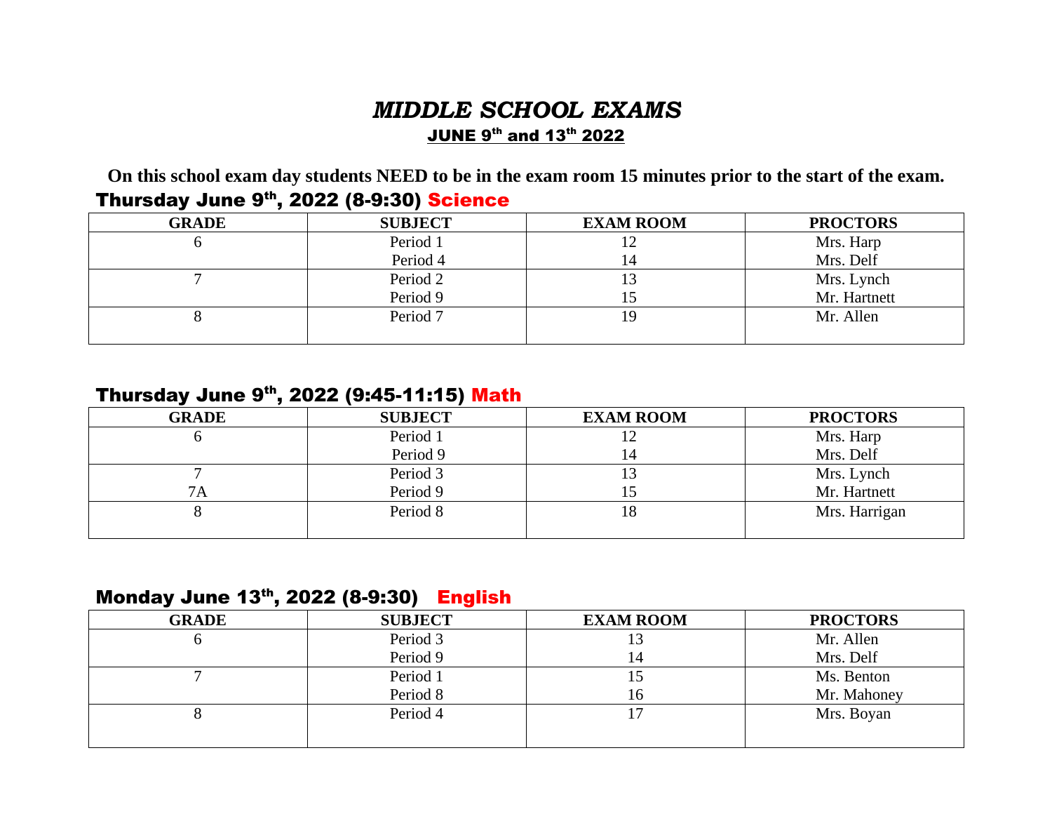# *MIDDLE SCHOOL EXAMS*

## JUNE 9th and 13th 2022

**On this school exam day students NEED to be in the exam room 15 minutes prior to the start of the exam.**

### Thursday June 9th, 2022 (8-9:30) Science

| GRADE | SUBJECT | EXAM ROOM | PROCTORS |
|---|---|---|---|
| 6 | Period 1<br>Period 4 | 12<br>14 | Mrs. Harp<br>Mrs. Delf |
| 7 | Period 2<br>Period 9 | 13<br>15 | Mrs. Lynch<br>Mr. Hartnett |
| 8 | Period 7 | 19 | Mr. Allen |

### Thursday June 9th, 2022 (9:45-11:15) Math

| GRADE | SUBJECT | EXAM ROOM | PROCTORS |
|---|---|---|---|
| 6 | Period 1<br>Period 9 | 12<br>14 | Mrs. Harp<br>Mrs. Delf |
| 7<br>7A | Period 3<br>Period 9 | 13<br>15 | Mrs. Lynch<br>Mr. Hartnett |
| 8 | Period 8 | 18 | Mrs. Harrigan |

### Monday June 13th, 2022 (8-9:30) English

| GRADE | SUBJECT | EXAM ROOM | PROCTORS |
|---|---|---|---|
| 6 | Period 3<br>Period 9 | 13<br>14 | Mr. Allen<br>Mrs. Delf |
| 7 | Period 1<br>Period 8 | 15<br>16 | Ms. Benton<br>Mr. Mahoney |
| 8 | Period 4 | 17 | Mrs. Boyan |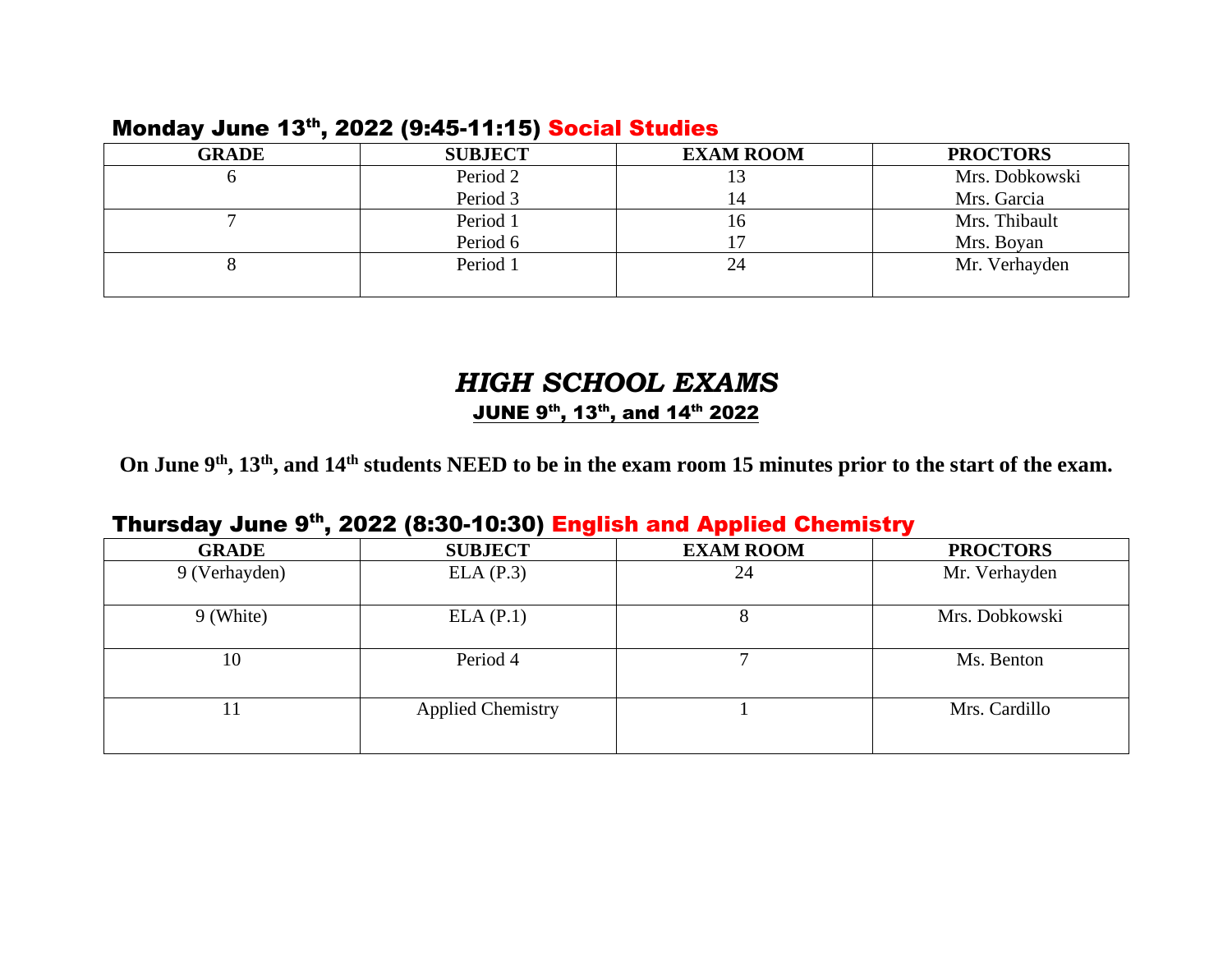## Monday June 13th, 2022 (9:45-11:15) Social Studies

| GRADE | SUBJECT | EXAM ROOM | PROCTORS |
|---|---|---|---|
| 6 | Period 2<br>Period 3 | 13<br>14 | Mrs. Dobkowski<br>Mrs. Garcia |
| 7 | Period 1<br>Period 6 | 16<br>17 | Mrs. Thibault<br>Mrs. Boyan |
| 8 | Period 1 | 24 | Mr. Verhayden |

# *HIGH SCHOOL EXAMS*

**JUNE 9th, 13th, and 14th 2022**

**On June 9th, 13th, and 14th students NEED to be in the exam room 15 minutes prior to the start of the exam.**

## Thursday June 9th, 2022 (8:30-10:30) English and Applied Chemistry

| GRADE | SUBJECT | EXAM ROOM | PROCTORS |
|---|---|---|---|
| 9 (Verhayden) | ELA (P.3) | 24 | Mr. Verhayden |
| 9 (White) | ELA (P.1) | 8 | Mrs. Dobkowski |
| 10 | Period 4 | 7 | Ms. Benton |
| 11 | Applied Chemistry | 1 | Mrs. Cardillo |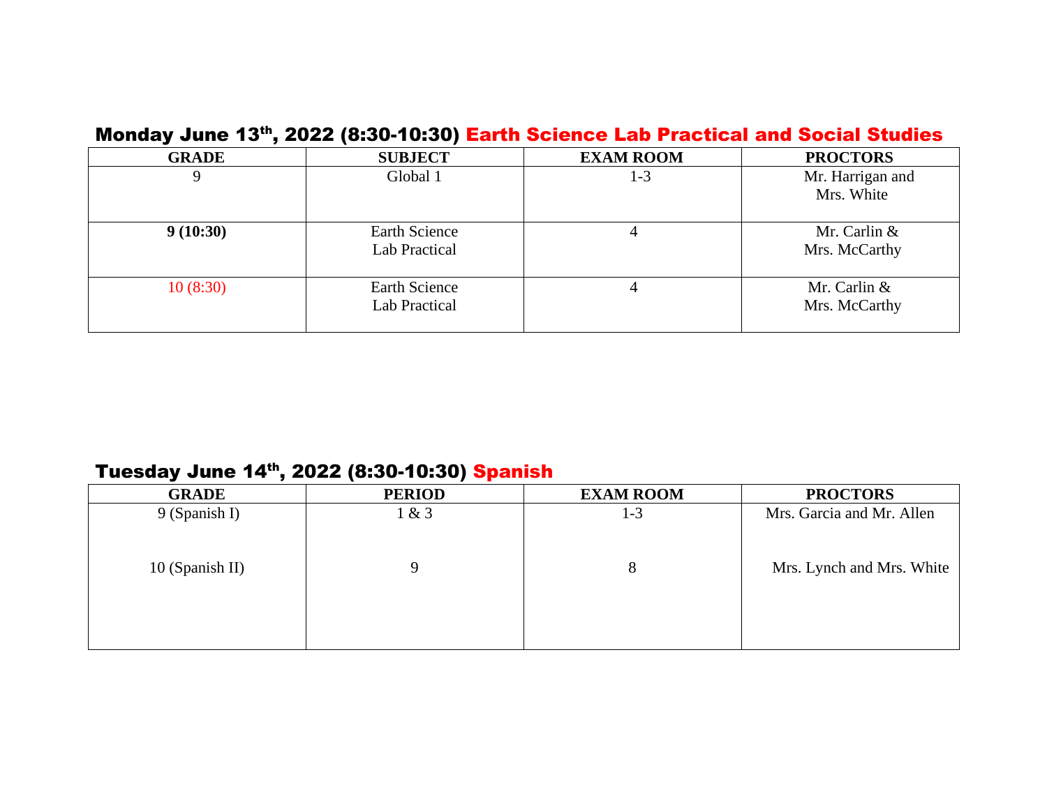## Monday June 13th, 2022 (8:30-10:30) Earth Science Lab Practical and Social Studies

| GRADE | SUBJECT | EXAM ROOM | PROCTORS |
|---|---|---|---|
| 9 | Global 1 | 1-3 | Mr. Harrigan and Mrs. White |
| **9 (10:30)** | Earth Science Lab Practical | 4 | Mr. Carlin & Mrs. McCarthy |
| 10 (8:30) | Earth Science Lab Practical | 4 | Mr. Carlin & Mrs. McCarthy |

## Tuesday June 14th, 2022 (8:30-10:30) Spanish

| GRADE | PERIOD | EXAM ROOM | PROCTORS |
|---|---|---|---|
| 9 (Spanish I) | 1 & 3 | 1-3 | Mrs. Garcia and Mr. Allen |
| 10 (Spanish II) | 9 | 8 | Mrs. Lynch and Mrs. White |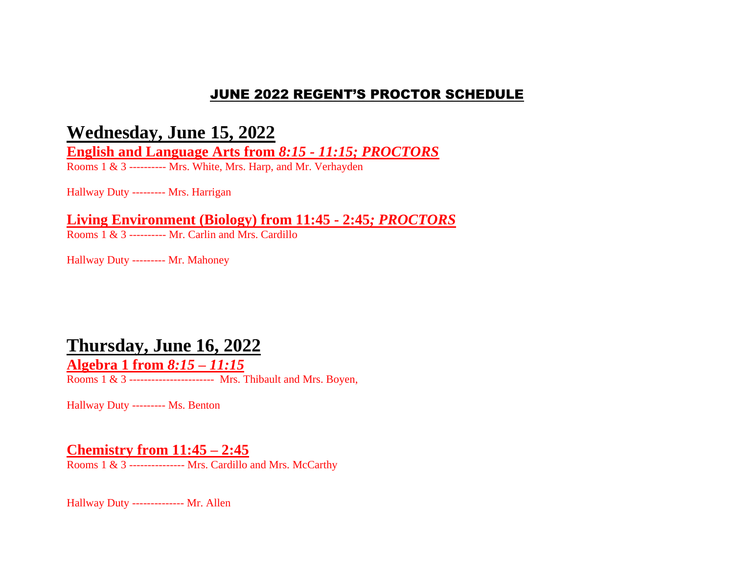# JUNE 2022 REGENT'S PROCTOR SCHEDULE

## Wednesday, June 15, 2022

### English and Language Arts from *8:15 - 11:15; PROCTORS*

Rooms 1 & 3 ---------- Mrs. White, Mrs. Harp, and Mr. Verhayden

Hallway Duty --------- Mrs. Harrigan

### Living Environment (Biology) from 11:45 - 2:45*; PROCTORS*

Rooms 1 & 3 ---------- Mr. Carlin and Mrs. Cardillo

Hallway Duty --------- Mr. Mahoney

## Thursday, June 16, 2022

### Algebra 1 from *8:15 – 11:15*

Rooms 1 & 3 ----------------------- Mrs. Thibault and Mrs. Boyen,

Hallway Duty --------- Ms. Benton

### Chemistry from 11:45 – 2:45

Rooms 1 & 3 --------------- Mrs. Cardillo and Mrs. McCarthy

Hallway Duty -------------- Mr. Allen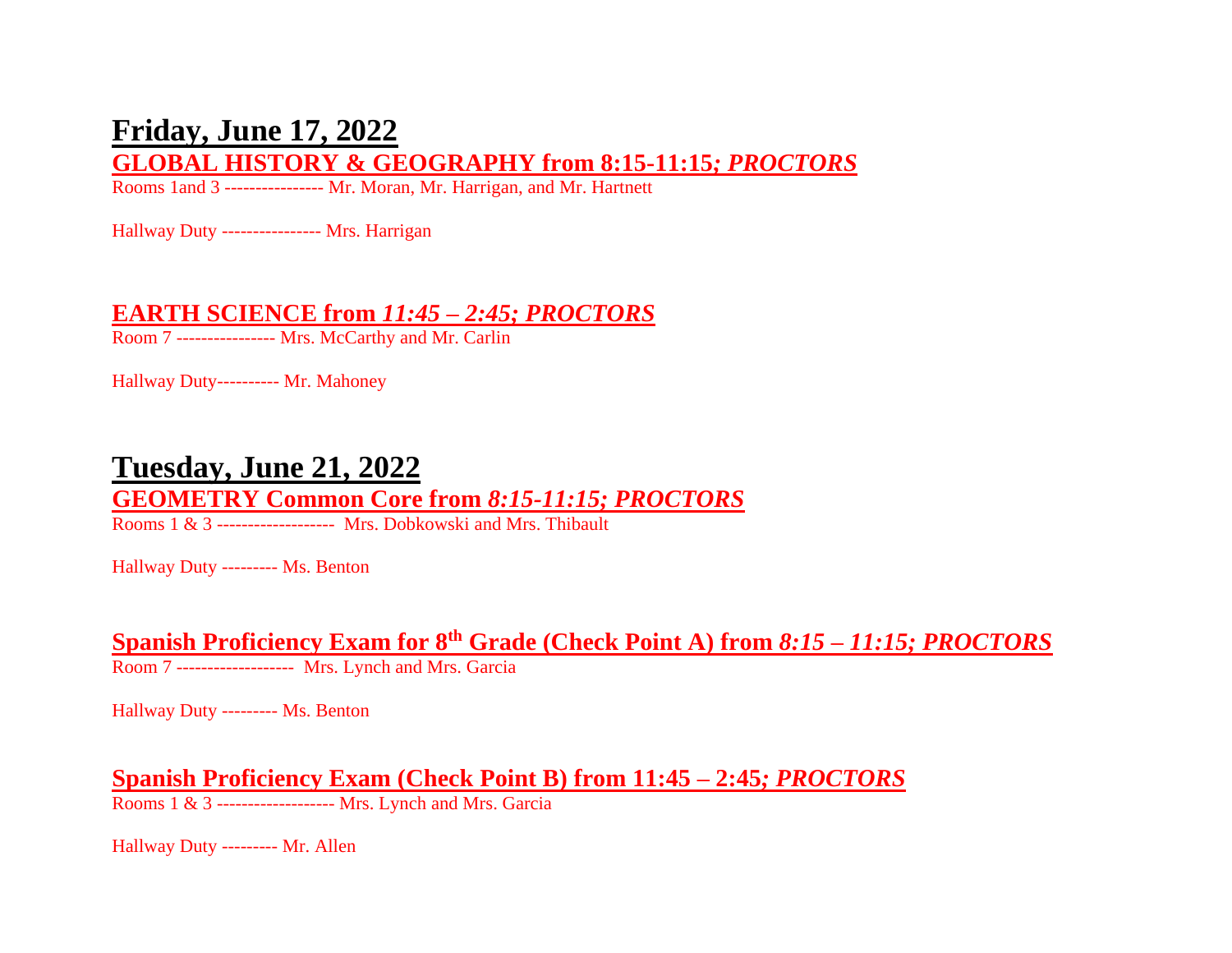# Friday, June 17, 2022

## GLOBAL HISTORY & GEOGRAPHY from 8:15-11:15*; PROCTORS*

Rooms 1and 3 ---------------- Mr. Moran, Mr. Harrigan, and Mr. Hartnett

Hallway Duty ---------------- Mrs. Harrigan

## EARTH SCIENCE from *11:45 – 2:45; PROCTORS*

Room 7 ---------------- Mrs. McCarthy and Mr. Carlin

Hallway Duty---------- Mr. Mahoney

# Tuesday, June 21, 2022

## GEOMETRY Common Core from *8:15-11:15; PROCTORS*

Rooms 1 & 3 ------------------- Mrs. Dobkowski and Mrs. Thibault

Hallway Duty --------- Ms. Benton

## Spanish Proficiency Exam for 8th Grade (Check Point A) from *8:15 – 11:15; PROCTORS*

Room 7 ------------------- Mrs. Lynch and Mrs. Garcia

Hallway Duty --------- Ms. Benton

## Spanish Proficiency Exam (Check Point B) from 11:45 – 2:45*; PROCTORS*

Rooms 1 & 3 ------------------- Mrs. Lynch and Mrs. Garcia

Hallway Duty --------- Mr. Allen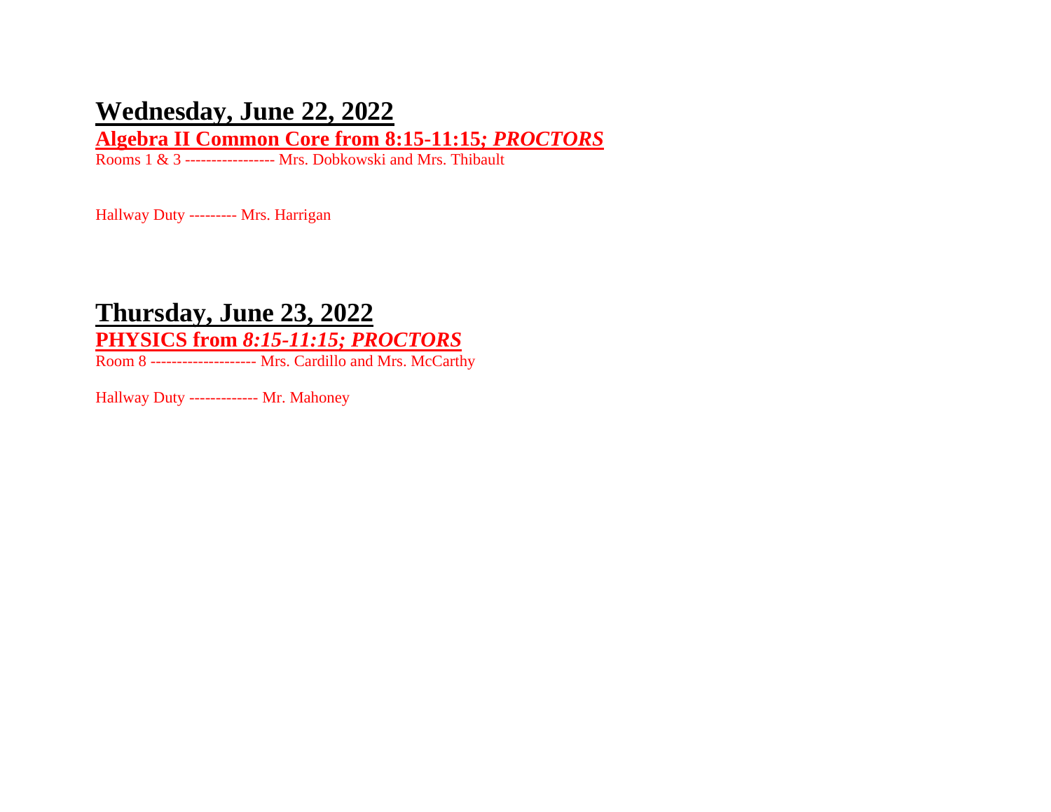# Wednesday, June 22, 2022

## Algebra II Common Core from 8:15-11:15*; PROCTORS*

Rooms 1 & 3 ----------------- Mrs. Dobkowski and Mrs. Thibault

Hallway Duty --------- Mrs. Harrigan

# Thursday, June 23, 2022

## PHYSICS from *8:15-11:15; PROCTORS*

Room 8 -------------------- Mrs. Cardillo and Mrs. McCarthy

Hallway Duty ------------- Mr. Mahoney